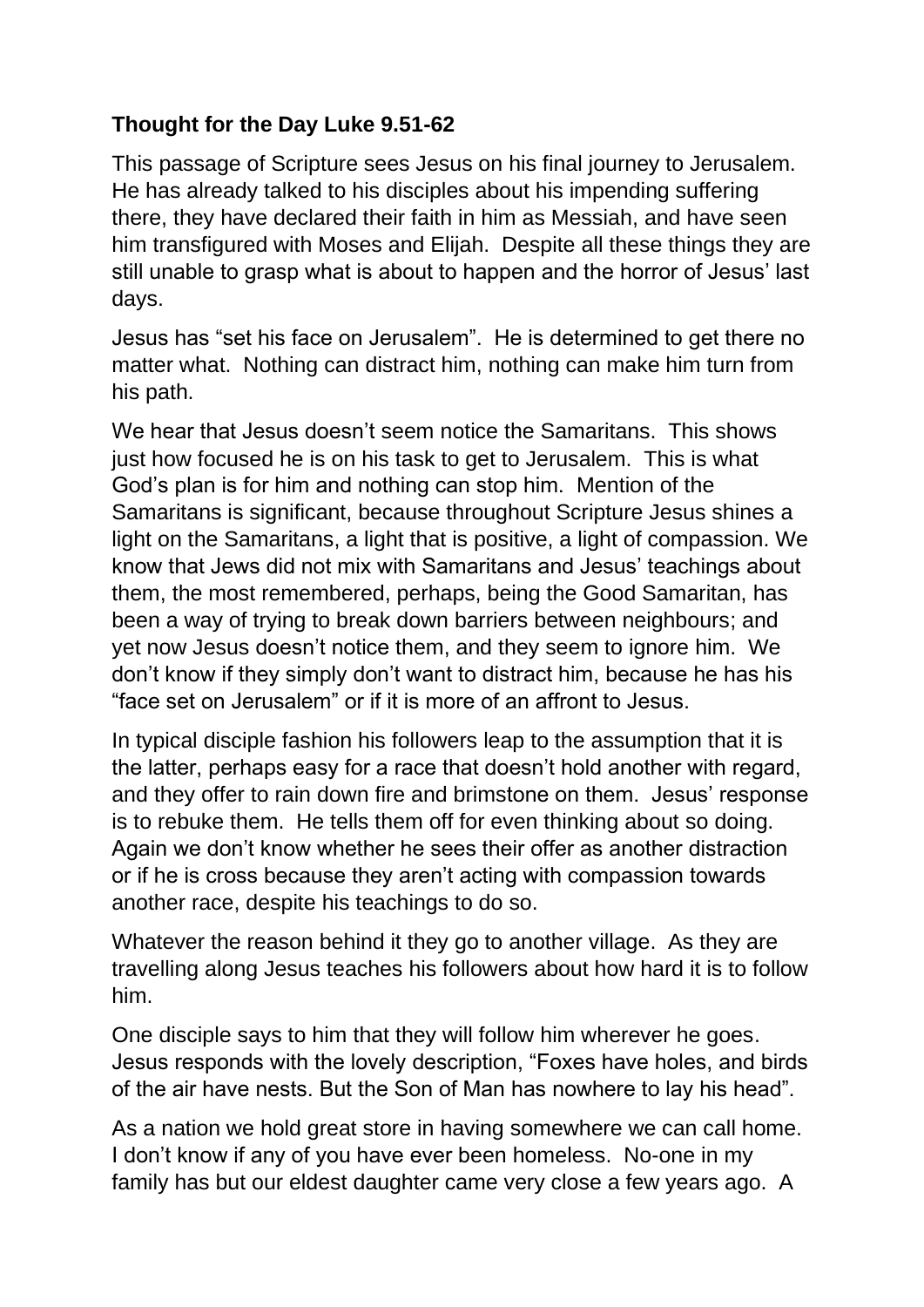**Thought for the Day Luke 9.51-62**

This passage of Scripture sees Jesus on his final journey to Jerusalem. He has already talked to his disciples about his impending suffering there, they have declared their faith in him as Messiah, and have seen him transfigured with Moses and Elijah. Despite all these things they are still unable to grasp what is about to happen and the horror of Jesus' last days.

Jesus has "set his face on Jerusalem". He is determined to get there no matter what. Nothing can distract him, nothing can make him turn from his path.

We hear that Jesus doesn't seem notice the Samaritans. This shows just how focused he is on his task to get to Jerusalem. This is what God's plan is for him and nothing can stop him. Mention of the Samaritans is significant, because throughout Scripture Jesus shines a light on the Samaritans, a light that is positive, a light of compassion. We know that Jews did not mix with Samaritans and Jesus' teachings about them, the most remembered, perhaps, being the Good Samaritan, has been a way of trying to break down barriers between neighbours; and yet now Jesus doesn't notice them, and they seem to ignore him. We don't know if they simply don't want to distract him, because he has his "face set on Jerusalem" or if it is more of an affront to Jesus.

In typical disciple fashion his followers leap to the assumption that it is the latter, perhaps easy for a race that doesn't hold another with regard, and they offer to rain down fire and brimstone on them. Jesus' response is to rebuke them. He tells them off for even thinking about so doing. Again we don't know whether he sees their offer as another distraction or if he is cross because they aren't acting with compassion towards another race, despite his teachings to do so.

Whatever the reason behind it they go to another village. As they are travelling along Jesus teaches his followers about how hard it is to follow him.

One disciple says to him that they will follow him wherever he goes. Jesus responds with the lovely description, "Foxes have holes, and birds of the air have nests. But the Son of Man has nowhere to lay his head".

As a nation we hold great store in having somewhere we can call home. I don't know if any of you have ever been homeless. No-one in my family has but our eldest daughter came very close a few years ago. A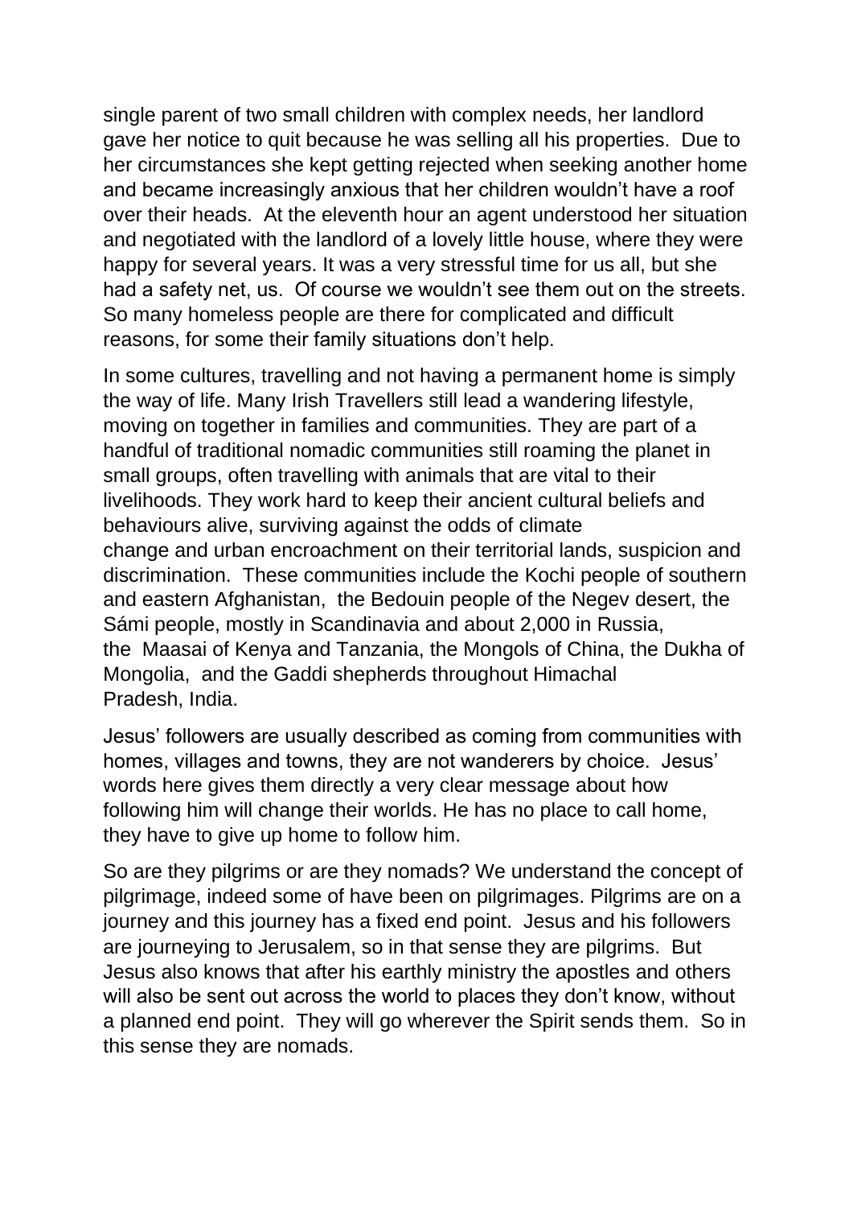single parent of two small children with complex needs, her landlord gave her notice to quit because he was selling all his properties. Due to her circumstances she kept getting rejected when seeking another home and became increasingly anxious that her children wouldn't have a roof over their heads. At the eleventh hour an agent understood her situation and negotiated with the landlord of a lovely little house, where they were happy for several years. It was a very stressful time for us all, but she had a safety net, us. Of course we wouldn't see them out on the streets. So many homeless people are there for complicated and difficult reasons, for some their family situations don't help.

In some cultures, travelling and not having a permanent home is simply the way of life. Many Irish Travellers still lead a wandering lifestyle, moving on together in families and communities. They are part of a handful of traditional nomadic communities still roaming the planet in small groups, often travelling with animals that are vital to their livelihoods. They work hard to keep their ancient cultural beliefs and behaviours alive, surviving against the odds of climate change and urban encroachment on their territorial lands, suspicion and discrimination. These communities include the Kochi people of southern and eastern Afghanistan, the Bedouin people of the Negev desert, the Sámi people, mostly in Scandinavia and about 2,000 in Russia, the Maasai of Kenya and Tanzania, the Mongols of China, the Dukha of Mongolia, and the Gaddi shepherds throughout Himachal Pradesh, India.

Jesus' followers are usually described as coming from communities with homes, villages and towns, they are not wanderers by choice. Jesus' words here gives them directly a very clear message about how following him will change their worlds. He has no place to call home, they have to give up home to follow him.

So are they pilgrims or are they nomads? We understand the concept of pilgrimage, indeed some of have been on pilgrimages. Pilgrims are on a journey and this journey has a fixed end point. Jesus and his followers are journeying to Jerusalem, so in that sense they are pilgrims. But Jesus also knows that after his earthly ministry the apostles and others will also be sent out across the world to places they don't know, without a planned end point. They will go wherever the Spirit sends them. So in this sense they are nomads.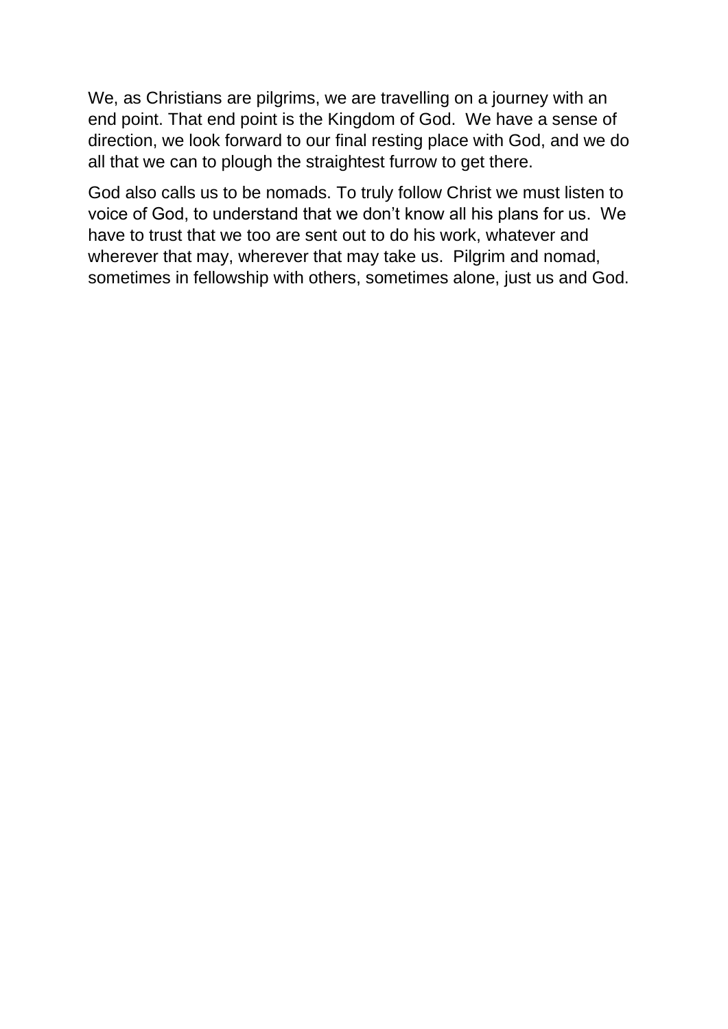We, as Christians are pilgrims, we are travelling on a journey with an end point. That end point is the Kingdom of God. We have a sense of direction, we look forward to our final resting place with God, and we do all that we can to plough the straightest furrow to get there.

God also calls us to be nomads. To truly follow Christ we must listen to voice of God, to understand that we don't know all his plans for us. We have to trust that we too are sent out to do his work, whatever and wherever that may, wherever that may take us. Pilgrim and nomad, sometimes in fellowship with others, sometimes alone, just us and God.